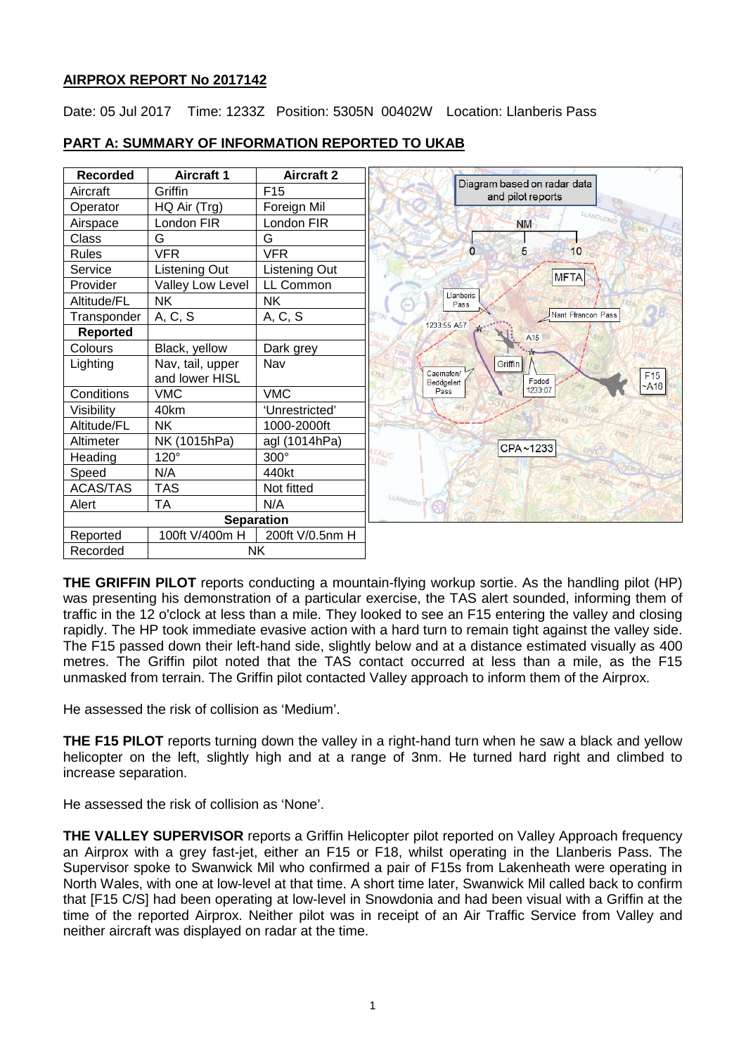**AIRPROX REPORT No 2017142**

Date: 05 Jul 2017 Time: 1233Z Position: 5305N 00402W Location: Llanberis Pass

## PART A: SUMMARY OF INFORMATION REPORTED TO UKAB

| Recorded | Aircraft 1 | Aircraft 2 |
|---|---|---|
| Aircraft | Griffin | F15 |
| Operator | HQ Air (Trg) | Foreign Mil |
| Airspace | London FIR | London FIR |
| Class | G | G |
| Rules | VFR | VFR |
| Service | Listening Out | Listening Out |
| Provider | Valley Low Level | LL Common |
| Altitude/FL | NK | NK |
| Transponder | A, C, S | A, C, S |
| **Reported** | | |
| Colours | Black, yellow | Dark grey |
| Lighting | Nav, tail, upper and lower HISL | Nav |
| Conditions | VMC | VMC |
| Visibility | 40km | 'Unrestricted' |
| Altitude/FL | NK | 1000-2000ft |
| Altimeter | NK (1015hPa) | agl (1014hPa) |
| Heading | 120° | 300° |
| Speed | N/A | 440kt |
| ACAS/TAS | TAS | Not fitted |
| Alert | TA | N/A |
| **Separation** | | |
| Reported | 100ft V/400m H | 200ft V/0.5nm H |
| Recorded | NK | |

**THE GRIFFIN PILOT** reports conducting a mountain-flying workup sortie. As the handling pilot (HP) was presenting his demonstration of a particular exercise, the TAS alert sounded, informing them of traffic in the 12 o'clock at less than a mile. They looked to see an F15 entering the valley and closing rapidly. The HP took immediate evasive action with a hard turn to remain tight against the valley side. The F15 passed down their left-hand side, slightly below and at a distance estimated visually as 400 metres. The Griffin pilot noted that the TAS contact occurred at less than a mile, as the F15 unmasked from terrain. The Griffin pilot contacted Valley approach to inform them of the Airprox.

He assessed the risk of collision as 'Medium'.

**THE F15 PILOT** reports turning down the valley in a right-hand turn when he saw a black and yellow helicopter on the left, slightly high and at a range of 3nm. He turned hard right and climbed to increase separation.

He assessed the risk of collision as 'None'.

**THE VALLEY SUPERVISOR** reports a Griffin Helicopter pilot reported on Valley Approach frequency an Airprox with a grey fast-jet, either an F15 or F18, whilst operating in the Llanberis Pass. The Supervisor spoke to Swanwick Mil who confirmed a pair of F15s from Lakenheath were operating in North Wales, with one at low-level at that time. A short time later, Swanwick Mil called back to confirm that [F15 C/S] had been operating at low-level in Snowdonia and had been visual with a Griffin at the time of the reported Airprox. Neither pilot was in receipt of an Air Traffic Service from Valley and neither aircraft was displayed on radar at the time.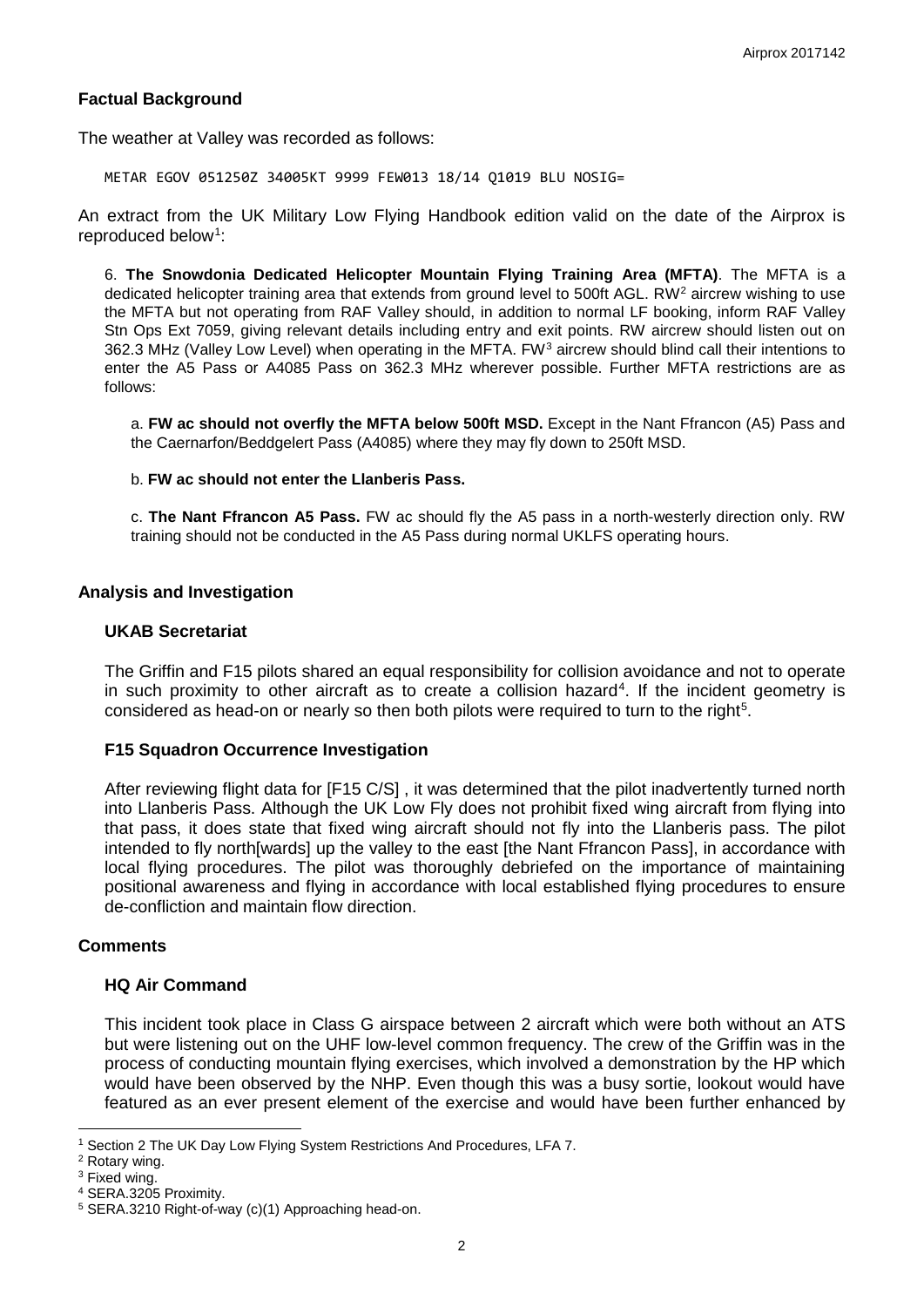## Factual Background

The weather at Valley was recorded as follows:

```
METAR EGOV 051250Z 34005KT 9999 FEW013 18/14 Q1019 BLU NOSIG=
```

An extract from the UK Military Low Flying Handbook edition valid on the date of the Airprox is reproduced below[1]:

> 6. **The Snowdonia Dedicated Helicopter Mountain Flying Training Area (MFTA)**. The MFTA is a dedicated helicopter training area that extends from ground level to 500ft AGL. RW[2] aircrew wishing to use the MFTA but not operating from RAF Valley should, in addition to normal LF booking, inform RAF Valley Stn Ops Ext 7059, giving relevant details including entry and exit points. RW aircrew should listen out on 362.3 MHz (Valley Low Level) when operating in the MFTA. FW[3] aircrew should blind call their intentions to enter the A5 Pass or A4085 Pass on 362.3 MHz wherever possible. Further MFTA restrictions are as follows:
>
> a. **FW ac should not overfly the MFTA below 500ft MSD.** Except in the Nant Ffrancon (A5) Pass and the Caernarfon/Beddgelert Pass (A4085) where they may fly down to 250ft MSD.
>
> b. **FW ac should not enter the Llanberis Pass.**
>
> c. **The Nant Ffrancon A5 Pass.** FW ac should fly the A5 pass in a north-westerly direction only. RW training should not be conducted in the A5 Pass during normal UKLFS operating hours.

## Analysis and Investigation

### UKAB Secretariat

The Griffin and F15 pilots shared an equal responsibility for collision avoidance and not to operate in such proximity to other aircraft as to create a collision hazard[4]. If the incident geometry is considered as head-on or nearly so then both pilots were required to turn to the right[5].

### F15 Squadron Occurrence Investigation

After reviewing flight data for [F15 C/S] , it was determined that the pilot inadvertently turned north into Llanberis Pass. Although the UK Low Fly does not prohibit fixed wing aircraft from flying into that pass, it does state that fixed wing aircraft should not fly into the Llanberis pass. The pilot intended to fly north[wards] up the valley to the east [the Nant Ffrancon Pass], in accordance with local flying procedures. The pilot was thoroughly debriefed on the importance of maintaining positional awareness and flying in accordance with local established flying procedures to ensure de-confliction and maintain flow direction.

## Comments

### HQ Air Command

This incident took place in Class G airspace between 2 aircraft which were both without an ATS but were listening out on the UHF low-level common frequency. The crew of the Griffin was in the process of conducting mountain flying exercises, which involved a demonstration by the HP which would have been observed by the NHP. Even though this was a busy sortie, lookout would have featured as an ever present element of the exercise and would have been further enhanced by

---

[1] Section 2 The UK Day Low Flying System Restrictions And Procedures, LFA 7.

[2] Rotary wing.

[3] Fixed wing.

[4] SERA.3205 Proximity.

[5] SERA.3210 Right-of-way (c)(1) Approaching head-on.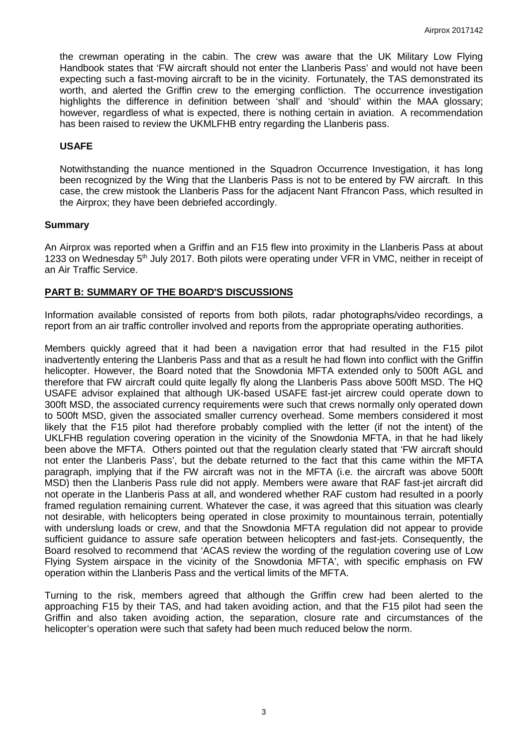the crewman operating in the cabin. The crew was aware that the UK Military Low Flying Handbook states that 'FW aircraft should not enter the Llanberis Pass' and would not have been expecting such a fast-moving aircraft to be in the vicinity. Fortunately, the TAS demonstrated its worth, and alerted the Griffin crew to the emerging confliction. The occurrence investigation highlights the difference in definition between 'shall' and 'should' within the MAA glossary; however, regardless of what is expected, there is nothing certain in aviation. A recommendation has been raised to review the UKMLFHB entry regarding the Llanberis pass.

### USAFE

Notwithstanding the nuance mentioned in the Squadron Occurrence Investigation, it has long been recognized by the Wing that the Llanberis Pass is not to be entered by FW aircraft. In this case, the crew mistook the Llanberis Pass for the adjacent Nant Ffrancon Pass, which resulted in the Airprox; they have been debriefed accordingly.

### Summary

An Airprox was reported when a Griffin and an F15 flew into proximity in the Llanberis Pass at about 1233 on Wednesday 5th July 2017. Both pilots were operating under VFR in VMC, neither in receipt of an Air Traffic Service.

## PART B: SUMMARY OF THE BOARD'S DISCUSSIONS

Information available consisted of reports from both pilots, radar photographs/video recordings, a report from an air traffic controller involved and reports from the appropriate operating authorities.

Members quickly agreed that it had been a navigation error that had resulted in the F15 pilot inadvertently entering the Llanberis Pass and that as a result he had flown into conflict with the Griffin helicopter. However, the Board noted that the Snowdonia MFTA extended only to 500ft AGL and therefore that FW aircraft could quite legally fly along the Llanberis Pass above 500ft MSD. The HQ USAFE advisor explained that although UK-based USAFE fast-jet aircrew could operate down to 300ft MSD, the associated currency requirements were such that crews normally only operated down to 500ft MSD, given the associated smaller currency overhead. Some members considered it most likely that the F15 pilot had therefore probably complied with the letter (if not the intent) of the UKLFHB regulation covering operation in the vicinity of the Snowdonia MFTA, in that he had likely been above the MFTA. Others pointed out that the regulation clearly stated that 'FW aircraft should not enter the Llanberis Pass', but the debate returned to the fact that this came within the MFTA paragraph, implying that if the FW aircraft was not in the MFTA (i.e. the aircraft was above 500ft MSD) then the Llanberis Pass rule did not apply. Members were aware that RAF fast-jet aircraft did not operate in the Llanberis Pass at all, and wondered whether RAF custom had resulted in a poorly framed regulation remaining current. Whatever the case, it was agreed that this situation was clearly not desirable, with helicopters being operated in close proximity to mountainous terrain, potentially with underslung loads or crew, and that the Snowdonia MFTA regulation did not appear to provide sufficient guidance to assure safe operation between helicopters and fast-jets. Consequently, the Board resolved to recommend that 'ACAS review the wording of the regulation covering use of Low Flying System airspace in the vicinity of the Snowdonia MFTA', with specific emphasis on FW operation within the Llanberis Pass and the vertical limits of the MFTA.

Turning to the risk, members agreed that although the Griffin crew had been alerted to the approaching F15 by their TAS, and had taken avoiding action, and that the F15 pilot had seen the Griffin and also taken avoiding action, the separation, closure rate and circumstances of the helicopter's operation were such that safety had been much reduced below the norm.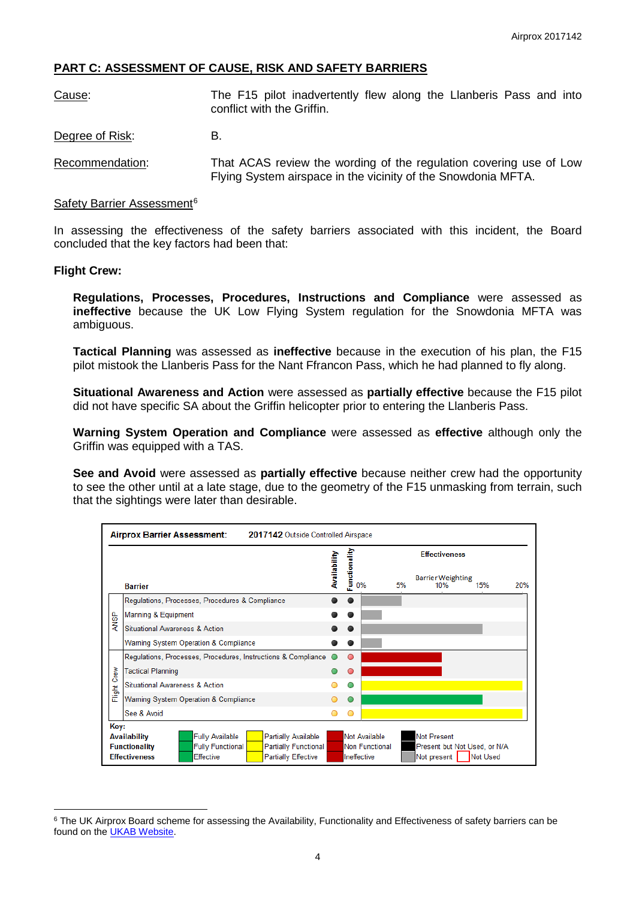## PART C: ASSESSMENT OF CAUSE, RISK AND SAFETY BARRIERS

Cause: The F15 pilot inadvertently flew along the Llanberis Pass and into conflict with the Griffin.

Degree of Risk: B.

Recommendation: That ACAS review the wording of the regulation covering use of Low Flying System airspace in the vicinity of the Snowdonia MFTA.

Safety Barrier Assessment[6]

In assessing the effectiveness of the safety barriers associated with this incident, the Board concluded that the key factors had been that:

**Flight Crew:**

**Regulations, Processes, Procedures, Instructions and Compliance** were assessed as **ineffective** because the UK Low Flying System regulation for the Snowdonia MFTA was ambiguous.

**Tactical Planning** was assessed as **ineffective** because in the execution of his plan, the F15 pilot mistook the Llanberis Pass for the Nant Ffrancon Pass, which he had planned to fly along.

**Situational Awareness and Action** were assessed as **partially effective** because the F15 pilot did not have specific SA about the Griffin helicopter prior to entering the Llanberis Pass.

**Warning System Operation and Compliance** were assessed as **effective** although only the Griffin was equipped with a TAS.

**See and Avoid** were assessed as **partially effective** because neither crew had the opportunity to see the other until at a late stage, due to the geometry of the F15 unmasking from terrain, such that the sightings were later than desirable.

Airprox Barrier Assessment: 2017142 Outside Controlled Airspace

Barrier | Availability | Functionality | Effectiveness | Barrier Weighting | 0% 5% 10% 15% 20%

ANSP
Regulations, Processes, Procedures & Compliance
Manning & Equipment
Situational Awareness & Action
Warning System Operation & Compliance

Flight Crew
Regulations, Processes, Procedures, Instructions & Compliance
Tactical Planning
Situational Awareness & Action
Warning System Operation & Compliance
See & Avoid

Key:
Availability: Fully Available, Partially Available, Not Available, Not Present
Functionality: Fully Functional, Partially Functional, Non Functional, Present but Not Used, or N/A
Effectiveness: Effective, Partially Effective, Ineffective, Not present, Not Used

---

[6] The UK Airprox Board scheme for assessing the Availability, Functionality and Effectiveness of safety barriers can be found on the UKAB Website.